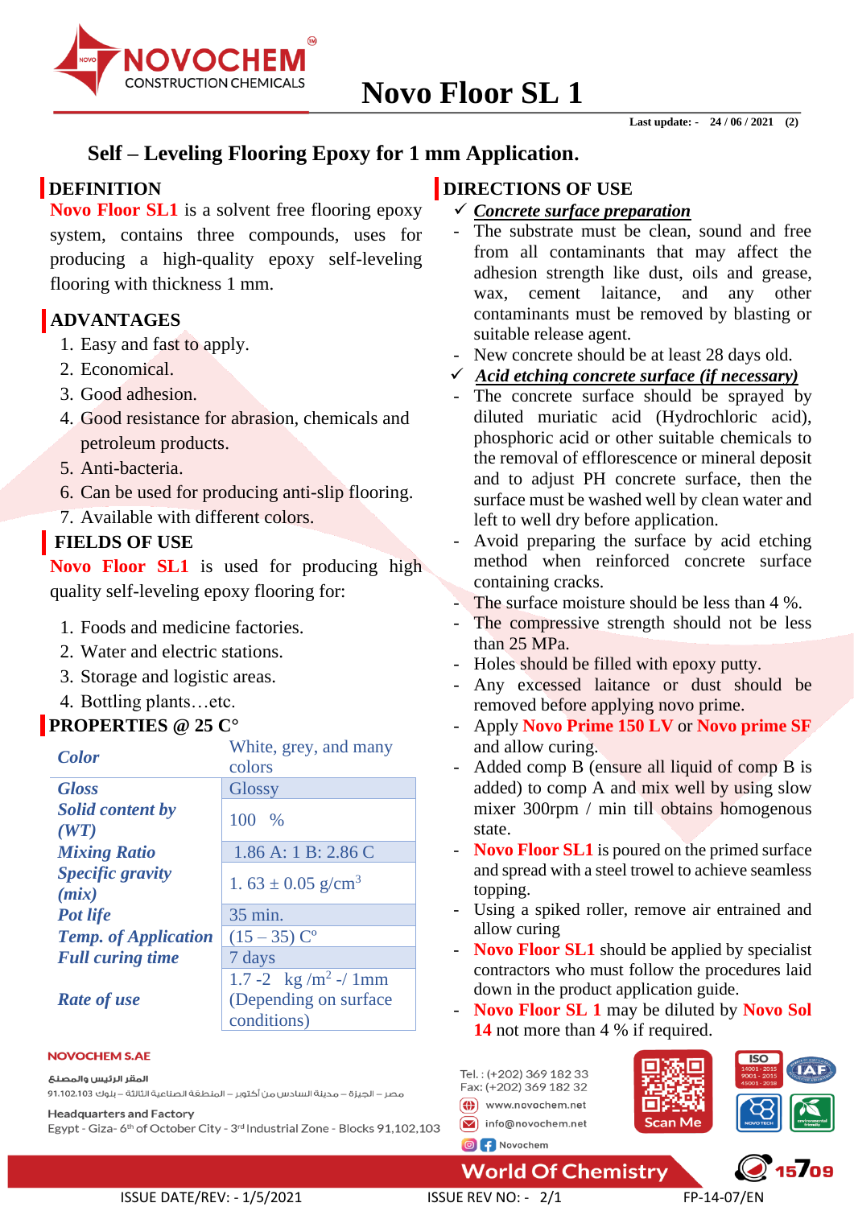# Novo Floor SL 1

Last update: - 24 / 06 / 2021 (2)

## Self – Leveling Flooring Epoxy for 1 mm Application.

## DEFINITION

**Novo Floor SL1** is a solvent free flooring epoxy system, contains three compounds, uses for producing a high-quality epoxy self-leveling flooring with thickness 1 mm.

## ADVANTAGES

1. Easy and fast to apply.
2. Economical.
3. Good adhesion.
4. Good resistance for abrasion, chemicals and petroleum products.
5. Anti-bacteria.
6. Can be used for producing anti-slip flooring.
7. Available with different colors.

## FIELDS OF USE

**Novo Floor SL1** is used for producing high quality self-leveling epoxy flooring for:

1. Foods and medicine factories.
2. Water and electric stations.
3. Storage and logistic areas.
4. Bottling plants…etc.

## PROPERTIES @ 25 C°

| | |
|---|---|
| ***Color*** | White, grey, and many colors |
| ***Gloss*** | Glossy |
| ***Solid content by (WT)*** | 100 % |
| ***Mixing Ratio*** | 1.86 A: 1 B: 2.86 C |
| ***Specific gravity (mix)*** | 1. 63 ± 0.05 g/cm$^3$ |
| ***Pot life*** | 35 min. |
| ***Temp. of Application*** | (15 – 35) C° |
| ***Full curing time*** | 7 days |
| ***Rate of use*** | 1.7 -2 kg /m$^2$ -/ 1mm (Depending on surface conditions) |

## DIRECTIONS OF USE

✓ ***Concrete surface preparation***

- The substrate must be clean, sound and free from all contaminants that may affect the adhesion strength like dust, oils and grease, wax, cement laitance, and any other contaminants must be removed by blasting or suitable release agent.
- New concrete should be at least 28 days old.

✓ ***Acid etching concrete surface (if necessary)***

- The concrete surface should be sprayed by diluted muriatic acid (Hydrochloric acid), phosphoric acid or other suitable chemicals to the removal of efflorescence or mineral deposit and to adjust PH concrete surface, then the surface must be washed well by clean water and left to well dry before application.
- Avoid preparing the surface by acid etching method when reinforced concrete surface containing cracks.
- The surface moisture should be less than 4 %.
- The compressive strength should not be less than 25 MPa.
- Holes should be filled with epoxy putty.
- Any excessed laitance or dust should be removed before applying novo prime.
- Apply **Novo Prime 150 LV** or **Novo prime SF** and allow curing.
- Added comp B (ensure all liquid of comp B is added) to comp A and mix well by using slow mixer 300rpm / min till obtains homogenous state.
- **Novo Floor SL1** is poured on the primed surface and spread with a steel trowel to achieve seamless topping.
- Using a spiked roller, remove air entrained and allow curing
- **Novo Floor SL1** should be applied by specialist contractors who must follow the procedures laid down in the product application guide.
- **Novo Floor SL 1** may be diluted by **Novo Sol 14** not more than 4 % if required.

NOVOCHEM S.AE

المقر الرئيس والمصنع

مصر – الجيزة – مدينة السادس من أكتوبر – المنطقة الصناعية الثالثة – بلوك 91.102.103

Headquarters and Factory

Egypt - Giza- 6th of October City - 3rd Industrial Zone - Blocks 91,102,103

Tel. : (+202) 369 182 33
Fax: (+202) 369 182 32
www.novochem.net
info@novochem.net
Novochem

World Of Chemistry

ISSUE DATE/REV: - 1/5/2021 ISSUE REV NO: - 2/1 FP-14-07/EN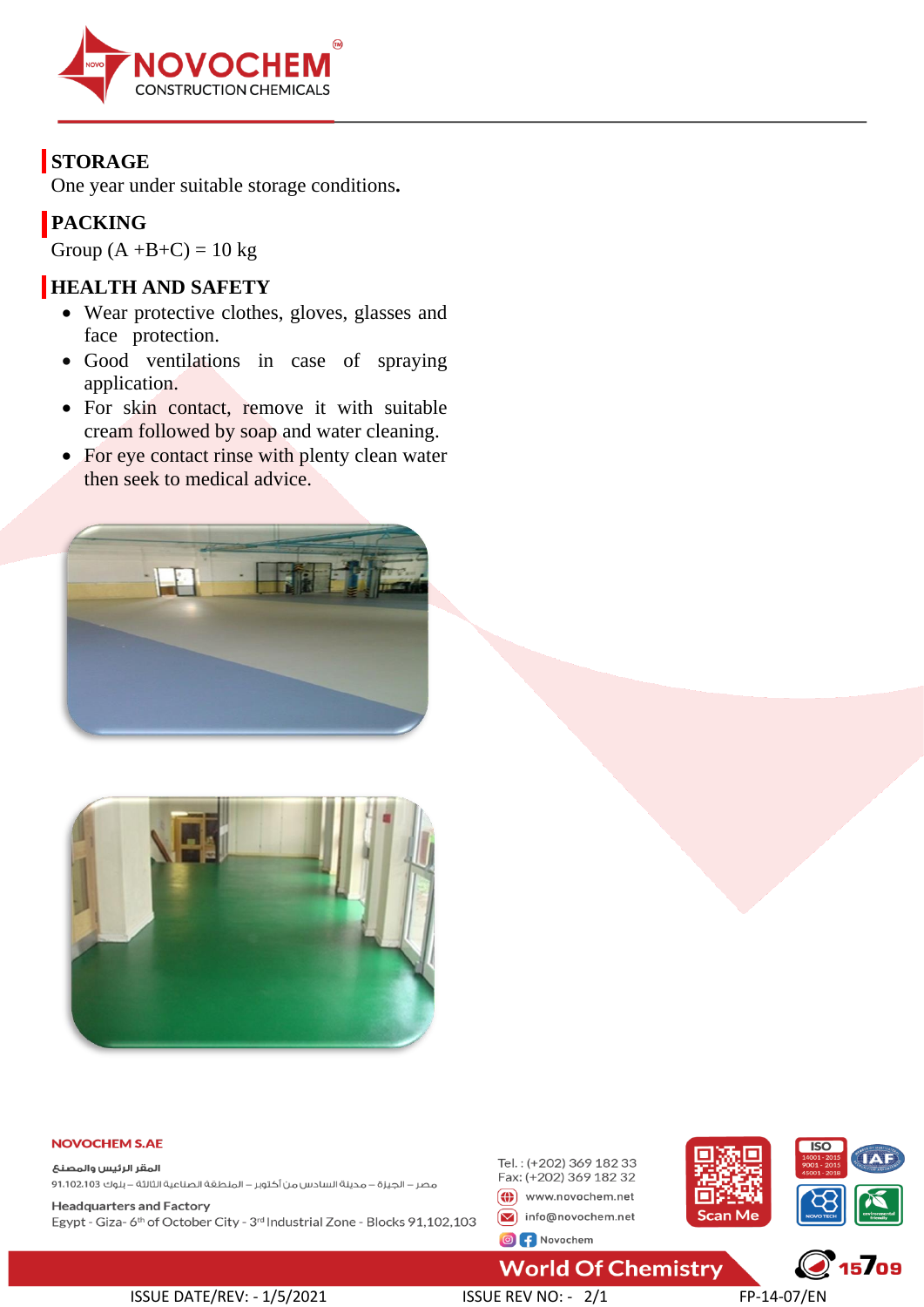## STORAGE

One year under suitable storage conditions.

## PACKING

Group (A +B+C) = 10 kg

## HEALTH AND SAFETY

- Wear protective clothes, gloves, glasses and face protection.
- Good ventilations in case of spraying application.
- For skin contact, remove it with suitable cream followed by soap and water cleaning.
- For eye contact rinse with plenty clean water then seek to medical advice.

**NOVOCHEM S.AE**

المقر الرئيس والمصنع

مصر – الجيزة – مدينة السادس من أكتوبر – المنطقة الصناعية الثالثة – بلوك 91.102.103

Headquarters and Factory

Egypt - Giza- 6th of October City - 3rd Industrial Zone - Blocks 91,102,103

Tel. : (+202) 369 182 33
Fax: (+202) 369 182 32

www.novochem.net

info@novochem.net

Novochem

Scan Me

World Of Chemistry

ISSUE DATE/REV: - 1/5/2021    ISSUE REV NO: - 2/1    FP-14-07/EN